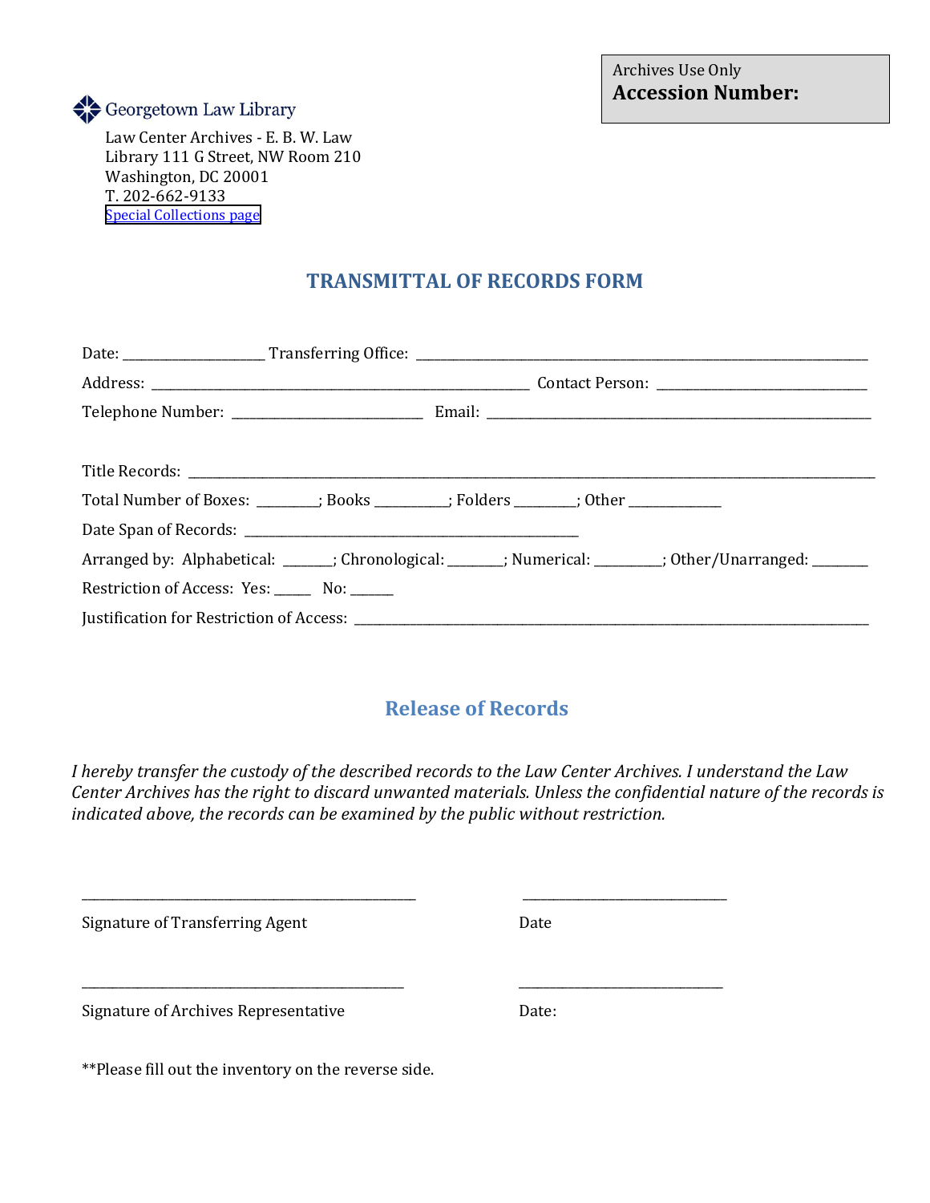Archives Use Only
**Accession Number:**

Georgetown Law Library

Law Center Archives - E. B. W. Law
Library 111 G Street, NW Room 210
Washington, DC 20001
T. 202-662-9133
Special Collections page

## TRANSMITTAL OF RECORDS FORM

Date: ____________________ Transferring Office: ____________________________________________________________________

Address: ________________________________________________________ Contact Person: _______________________________

Telephone Number: ___________________________ Email: ________________________________________________________

Title Records: ________________________________________________________________________________________________

Total Number of Boxes: _________; Books __________; Folders _________; Other _____________

Date Span of Records: _________________________________________________

Arranged by: Alphabetical: _______; Chronological: ________; Numerical: _________; Other/Unarranged: ________

Restriction of Access: Yes: _____ No: ______

Justification for Restriction of Access: __________________________________________________________________________

## Release of Records

*I hereby transfer the custody of the described records to the Law Center Archives. I understand the Law Center Archives has the right to discard unwanted materials. Unless the confidential nature of the records is indicated above, the records can be examined by the public without restriction.*

__________________________________________________ ______________________________

Signature of Transferring Agent Date

________________________________________________ ______________________________

Signature of Archives Representative Date:

**Please fill out the inventory on the reverse side.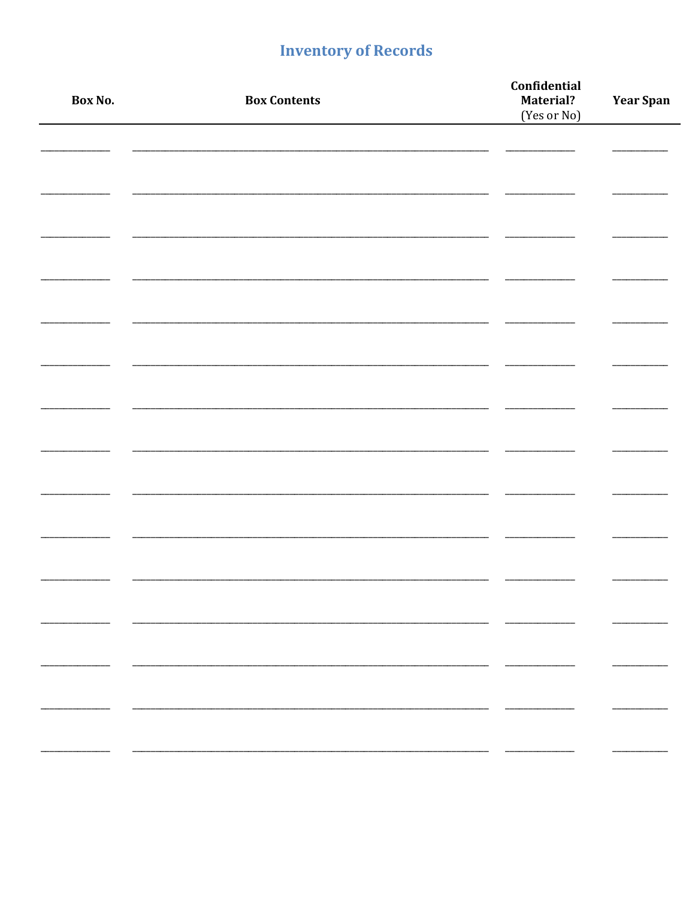# Inventory of Records

| Box No. | Box Contents | Confidential Material? (Yes or No) | Year Span |
| --- | --- | --- | --- |
| | | | |
| | | | |
| | | | |
| | | | |
| | | | |
| | | | |
| | | | |
| | | | |
| | | | |
| | | | |
| | | | |
| | | | |
| | | | |
| | | | |
| | | | |